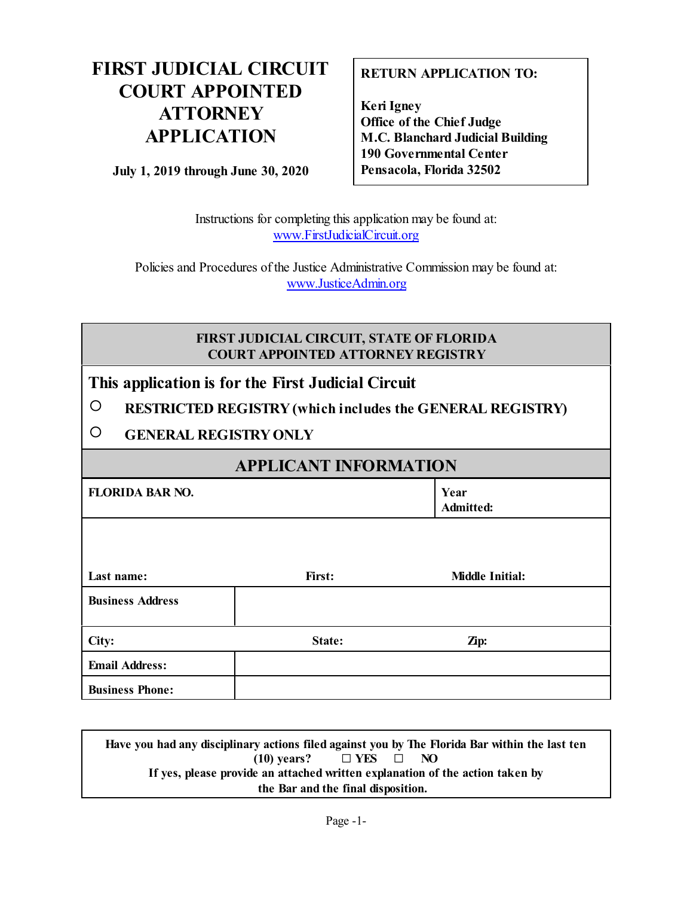# FIRST JUDICIAL CIRCUIT COURT APPOINTED ATTORNEY APPLICATION

**July 1, 2019 through June 30, 2020**

**RETURN APPLICATION TO:**

**Keri Igney**
**Office of the Chief Judge**
**M.C. Blanchard Judicial Building**
**190 Governmental Center**
**Pensacola, Florida 32502**

Instructions for completing this application may be found at:
www.FirstJudicialCircuit.org

Policies and Procedures of the Justice Administrative Commission may be found at:
www.JusticeAdmin.org

## FIRST JUDICIAL CIRCUIT, STATE OF FLORIDA
## COURT APPOINTED ATTORNEY REGISTRY

**This application is for the First Judicial Circuit**

○ **RESTRICTED REGISTRY (which includes the GENERAL REGISTRY)**

○ **GENERAL REGISTRY ONLY**

## APPLICANT INFORMATION

| **FLORIDA BAR NO.** | | **Year Admitted:** |
|---|---|---|
| **Last name:** | **First:** | **Middle Initial:** |
| **Business Address** | | |
| **City:** | **State:** | **Zip:** |
| **Email Address:** | | |
| **Business Phone:** | | |

**Have you had any disciplinary actions filed against you by The Florida Bar within the last ten (10) years?** ☐ **YES** ☐ **NO**
**If yes, please provide an attached written explanation of the action taken by the Bar and the final disposition.**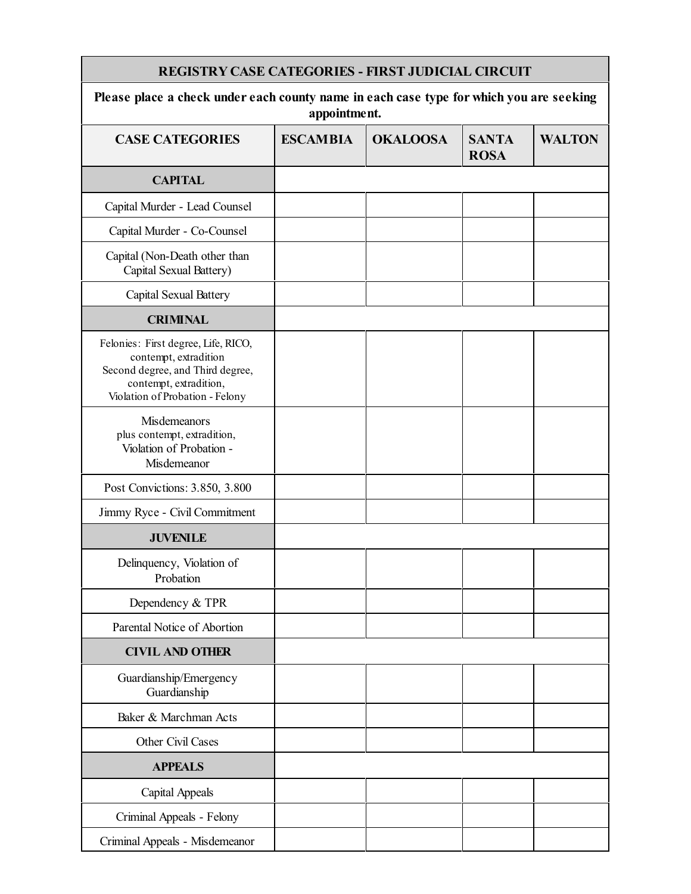| REGISTRY CASE CATEGORIES - FIRST JUDICIAL CIRCUIT | | | | |
|---|---|---|---|---|
| **Please place a check under each county name in each case type for which you are seeking appointment.** | | | | |
| **CASE CATEGORIES** | **ESCAMBIA** | **OKALOOSA** | **SANTA ROSA** | **WALTON** |
| **CAPITAL** | | | | |
| Capital Murder - Lead Counsel | | | | |
| Capital Murder - Co-Counsel | | | | |
| Capital (Non-Death other than Capital Sexual Battery) | | | | |
| Capital Sexual Battery | | | | |
| **CRIMINAL** | | | | |
| Felonies: First degree, Life, RICO, contempt, extradition Second degree, and Third degree, contempt, extradition, Violation of Probation - Felony | | | | |
| Misdemeanors plus contempt, extradition, Violation of Probation - Misdemeanor | | | | |
| Post Convictions: 3.850, 3.800 | | | | |
| Jimmy Ryce - Civil Commitment | | | | |
| **JUVENILE** | | | | |
| Delinquency, Violation of Probation | | | | |
| Dependency & TPR | | | | |
| Parental Notice of Abortion | | | | |
| **CIVIL AND OTHER** | | | | |
| Guardianship/Emergency Guardianship | | | | |
| Baker & Marchman Acts | | | | |
| Other Civil Cases | | | | |
| **APPEALS** | | | | |
| Capital Appeals | | | | |
| Criminal Appeals - Felony | | | | |
| Criminal Appeals - Misdemeanor | | | | |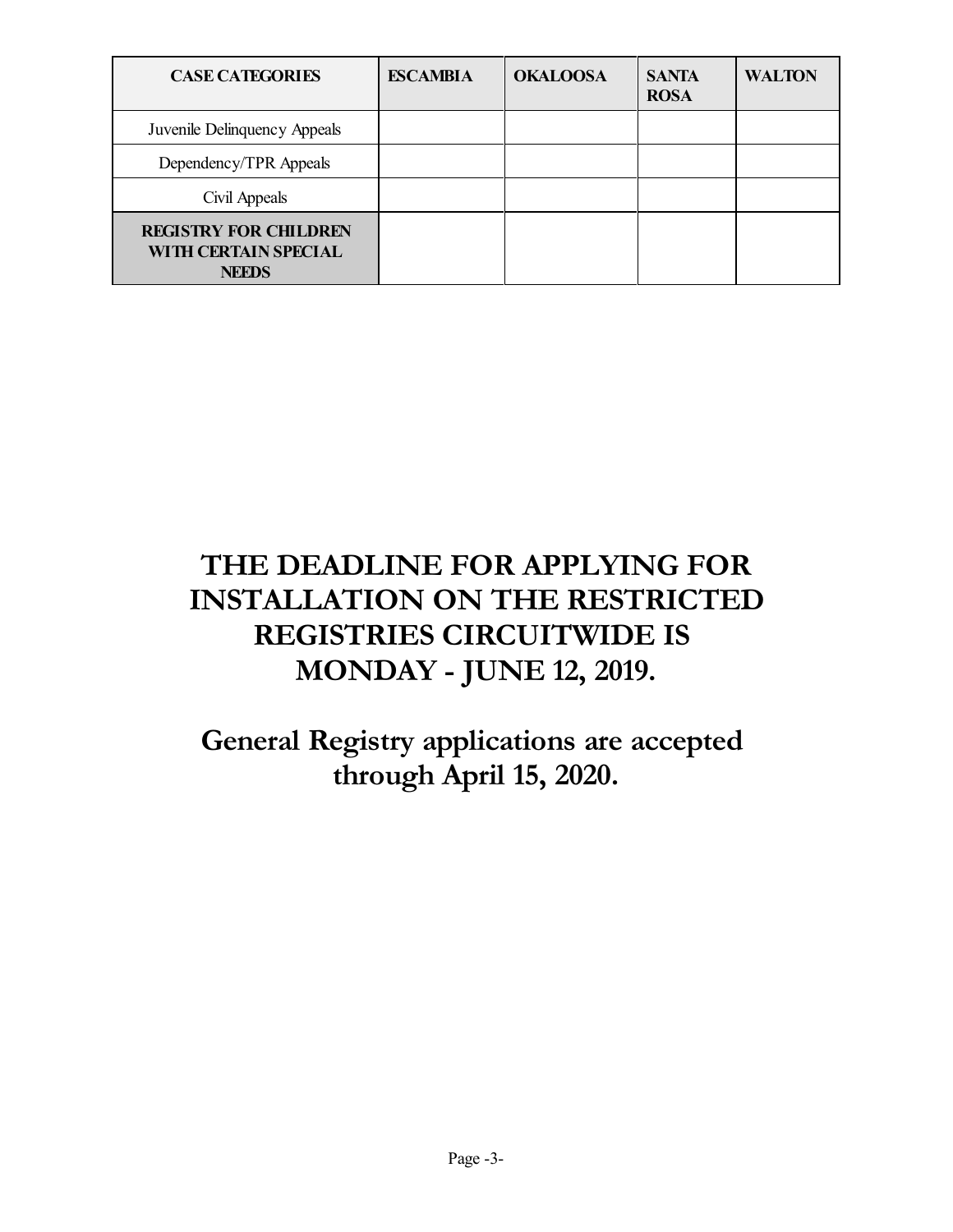| CASE CATEGORIES | ESCAMBIA | OKALOOSA | SANTA ROSA | WALTON |
| --- | --- | --- | --- | --- |
| Juvenile Delinquency Appeals | | | | |
| Dependency/TPR Appeals | | | | |
| Civil Appeals | | | | |
| **REGISTRY FOR CHILDREN WITH CERTAIN SPECIAL NEEDS** | | | | |

# THE DEADLINE FOR APPLYING FOR INSTALLATION ON THE RESTRICTED REGISTRIES CIRCUITWIDE IS MONDAY - JUNE 12, 2019.

## General Registry applications are accepted through April 15, 2020.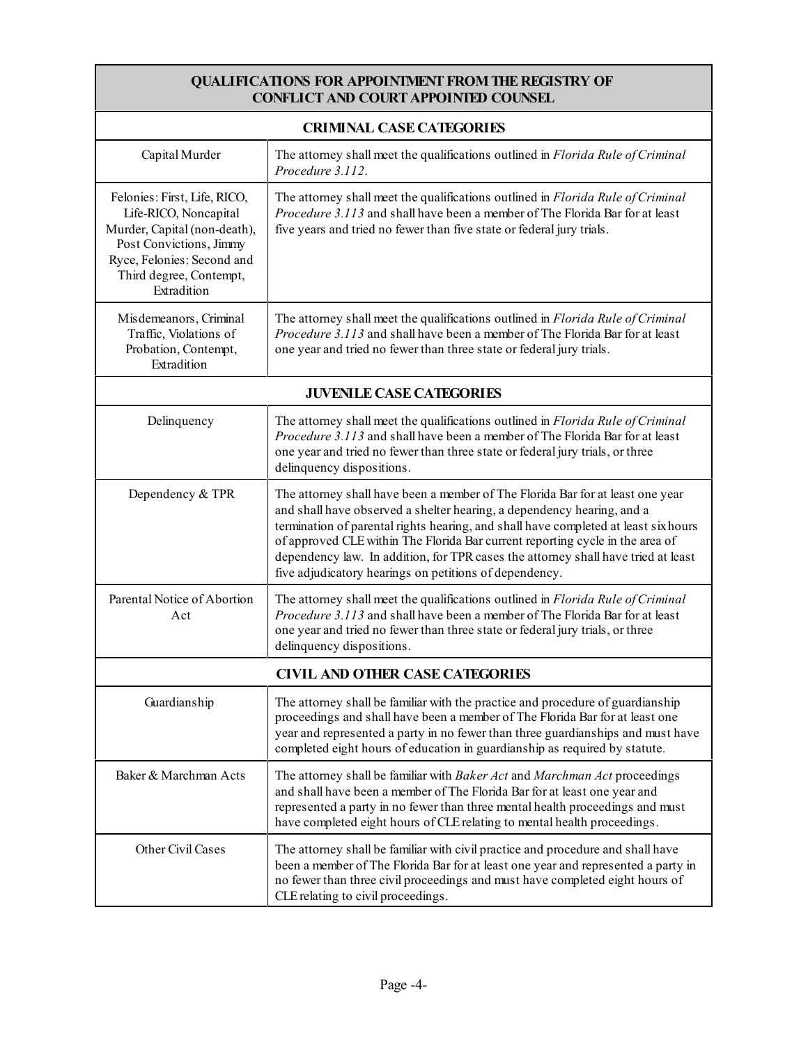| QUALIFICATIONS FOR APPOINTMENT FROM THE REGISTRY OF CONFLICT AND COURT APPOINTED COUNSEL | |
|---|---|
| **CRIMINAL CASE CATEGORIES** | |
| Capital Murder | The attorney shall meet the qualifications outlined in *Florida Rule of Criminal Procedure 3.112*. |
| Felonies: First, Life, RICO, Life-RICO, Noncapital Murder, Capital (non-death), Post Convictions, Jimmy Ryce, Felonies: Second and Third degree, Contempt, Extradition | The attorney shall meet the qualifications outlined in *Florida Rule of Criminal Procedure 3.113* and shall have been a member of The Florida Bar for at least five years and tried no fewer than five state or federal jury trials. |
| Misdemeanors, Criminal Traffic, Violations of Probation, Contempt, Extradition | The attorney shall meet the qualifications outlined in *Florida Rule of Criminal Procedure 3.113* and shall have been a member of The Florida Bar for at least one year and tried no fewer than three state or federal jury trials. |
| **JUVENILE CASE CATEGORIES** | |
| Delinquency | The attorney shall meet the qualifications outlined in *Florida Rule of Criminal Procedure 3.113* and shall have been a member of The Florida Bar for at least one year and tried no fewer than three state or federal jury trials, or three delinquency dispositions. |
| Dependency & TPR | The attorney shall have been a member of The Florida Bar for at least one year and shall have observed a shelter hearing, a dependency hearing, and a termination of parental rights hearing, and shall have completed at least six hours of approved CLE within The Florida Bar current reporting cycle in the area of dependency law. In addition, for TPR cases the attorney shall have tried at least five adjudicatory hearings on petitions of dependency. |
| Parental Notice of Abortion Act | The attorney shall meet the qualifications outlined in *Florida Rule of Criminal Procedure 3.113* and shall have been a member of The Florida Bar for at least one year and tried no fewer than three state or federal jury trials, or three delinquency dispositions. |
| **CIVIL AND OTHER CASE CATEGORIES** | |
| Guardianship | The attorney shall be familiar with the practice and procedure of guardianship proceedings and shall have been a member of The Florida Bar for at least one year and represented a party in no fewer than three guardianships and must have completed eight hours of education in guardianship as required by statute. |
| Baker & Marchman Acts | The attorney shall be familiar with *Baker Act* and *Marchman Act* proceedings and shall have been a member of The Florida Bar for at least one year and represented a party in no fewer than three mental health proceedings and must have completed eight hours of CLE relating to mental health proceedings. |
| Other Civil Cases | The attorney shall be familiar with civil practice and procedure and shall have been a member of The Florida Bar for at least one year and represented a party in no fewer than three civil proceedings and must have completed eight hours of CLE relating to civil proceedings. |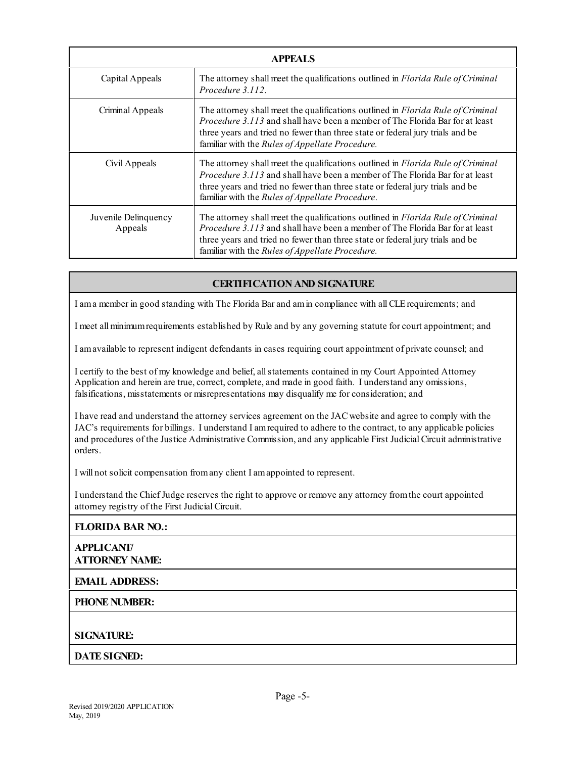| APPEALS | |
|---|---|
| Capital Appeals | The attorney shall meet the qualifications outlined in *Florida Rule of Criminal Procedure 3.112*. |
| Criminal Appeals | The attorney shall meet the qualifications outlined in *Florida Rule of Criminal Procedure 3.113* and shall have been a member of The Florida Bar for at least three years and tried no fewer than three state or federal jury trials and be familiar with the *Rules of Appellate Procedure.* |
| Civil Appeals | The attorney shall meet the qualifications outlined in *Florida Rule of Criminal Procedure 3.113* and shall have been a member of The Florida Bar for at least three years and tried no fewer than three state or federal jury trials and be familiar with the *Rules of Appellate Procedure*. |
| Juvenile Delinquency Appeals | The attorney shall meet the qualifications outlined in *Florida Rule of Criminal Procedure 3.113* and shall have been a member of The Florida Bar for at least three years and tried no fewer than three state or federal jury trials and be familiar with the *Rules of Appellate Procedure.* |

## CERTIFICATION AND SIGNATURE

I am a member in good standing with The Florida Bar and am in compliance with all CLE requirements; and

I meet all minimum requirements established by Rule and by any governing statute for court appointment; and

I am available to represent indigent defendants in cases requiring court appointment of private counsel; and

I certify to the best of my knowledge and belief, all statements contained in my Court Appointed Attorney Application and herein are true, correct, complete, and made in good faith. I understand any omissions, falsifications, misstatements or misrepresentations may disqualify me for consideration; and

I have read and understand the attorney services agreement on the JAC website and agree to comply with the JAC's requirements for billings. I understand I am required to adhere to the contract, to any applicable policies and procedures of the Justice Administrative Commission, and any applicable First Judicial Circuit administrative orders.

I will not solicit compensation from any client I am appointed to represent.

I understand the Chief Judge reserves the right to approve or remove any attorney from the court appointed attorney registry of the First Judicial Circuit.

**FLORIDA BAR NO.:**

**APPLICANT/ ATTORNEY NAME:**

**EMAIL ADDRESS:**

**PHONE NUMBER:**

**SIGNATURE:**

**DATE SIGNED:**

Revised 2019/2020 APPLICATION
May, 2019